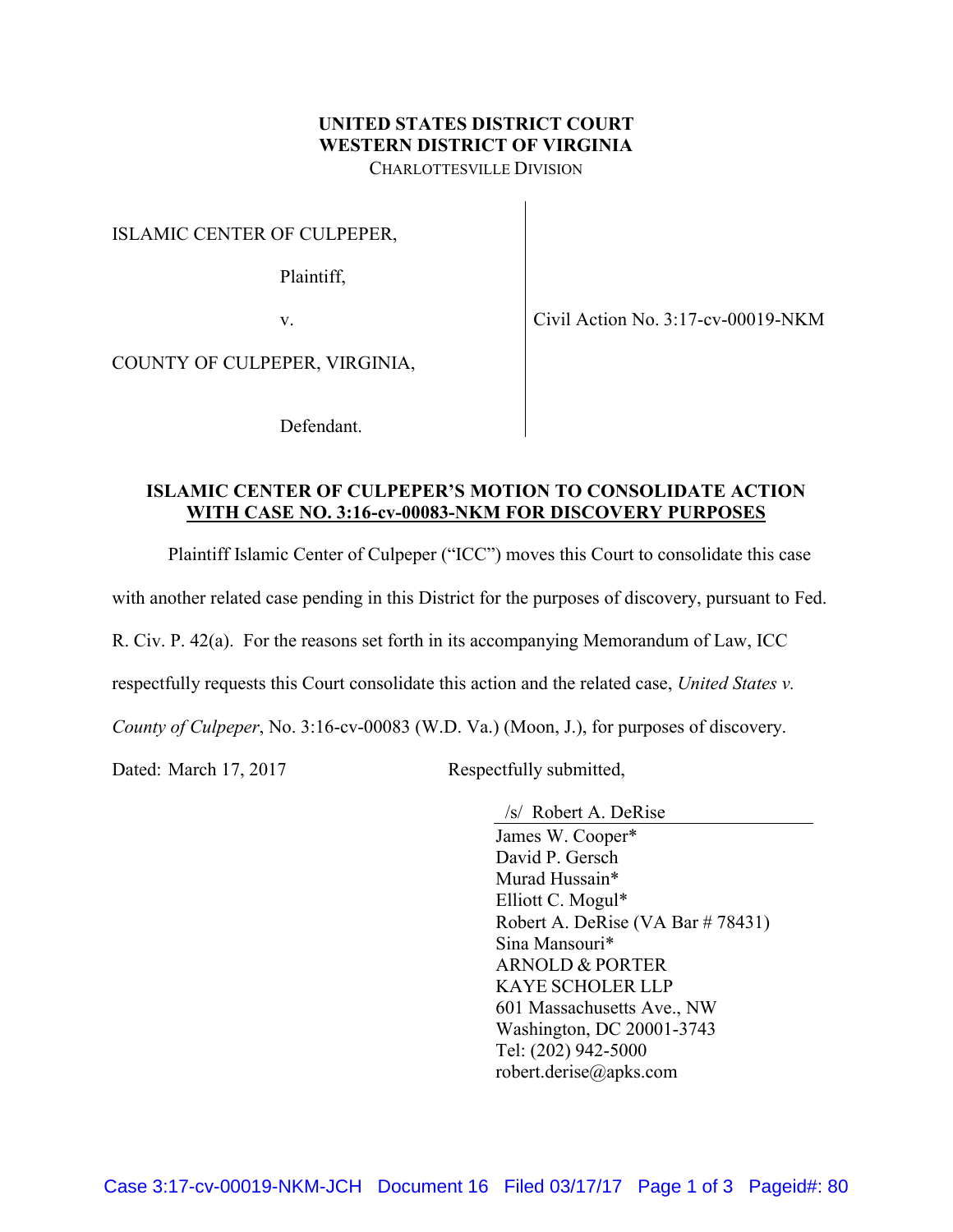**UNITED STATES DISTRICT COURT**
**WESTERN DISTRICT OF VIRGINIA**
CHARLOTTESVILLE DIVISION

| | |
|---|---|
| ISLAMIC CENTER OF CULPEPER,<br><br>Plaintiff,<br><br>v.<br><br>COUNTY OF CULPEPER, VIRGINIA,<br><br>Defendant. | Civil Action No. 3:17-cv-00019-NKM |

**ISLAMIC CENTER OF CULPEPER'S MOTION TO CONSOLIDATE ACTION WITH CASE NO. 3:16-cv-00083-NKM FOR DISCOVERY PURPOSES**

Plaintiff Islamic Center of Culpeper ("ICC") moves this Court to consolidate this case with another related case pending in this District for the purposes of discovery, pursuant to Fed. R. Civ. P. 42(a). For the reasons set forth in its accompanying Memorandum of Law, ICC respectfully requests this Court consolidate this action and the related case, *United States v. County of Culpeper*, No. 3:16-cv-00083 (W.D. Va.) (Moon, J.), for purposes of discovery.

Dated: March 17, 2017

Respectfully submitted,

/s/ Robert A. DeRise
James W. Cooper*
David P. Gersch
Murad Hussain*
Elliott C. Mogul*
Robert A. DeRise (VA Bar # 78431)
Sina Mansouri*
ARNOLD & PORTER
KAYE SCHOLER LLP
601 Massachusetts Ave., NW
Washington, DC 20001-3743
Tel: (202) 942-5000
robert.derise@apks.com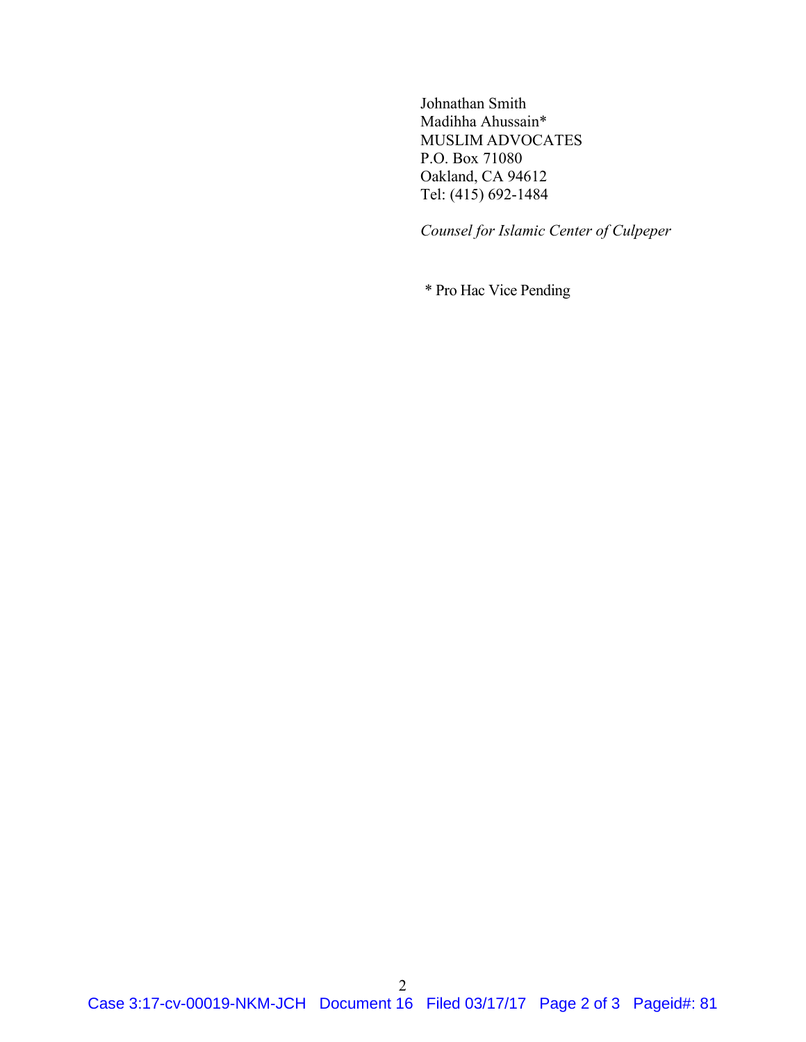Johnathan Smith
Madihha Ahussain*
MUSLIM ADVOCATES
P.O. Box 71080
Oakland, CA 94612
Tel: (415) 692-1484

*Counsel for Islamic Center of Culpeper*

* Pro Hac Vice Pending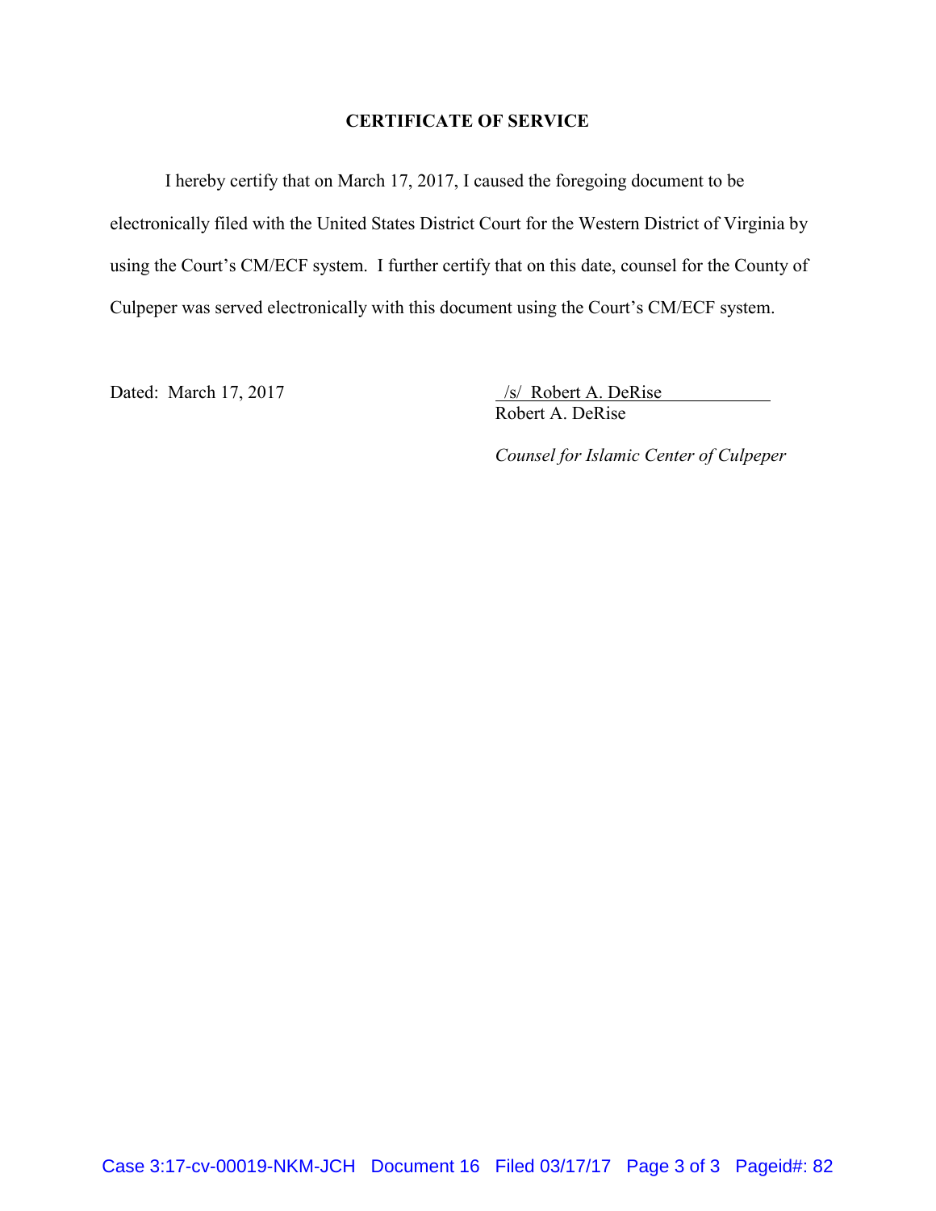**CERTIFICATE OF SERVICE**

I hereby certify that on March 17, 2017, I caused the foregoing document to be electronically filed with the United States District Court for the Western District of Virginia by using the Court's CM/ECF system. I further certify that on this date, counsel for the County of Culpeper was served electronically with this document using the Court's CM/ECF system.

Dated: March 17, 2017

/s/ Robert A. DeRise
Robert A. DeRise

*Counsel for Islamic Center of Culpeper*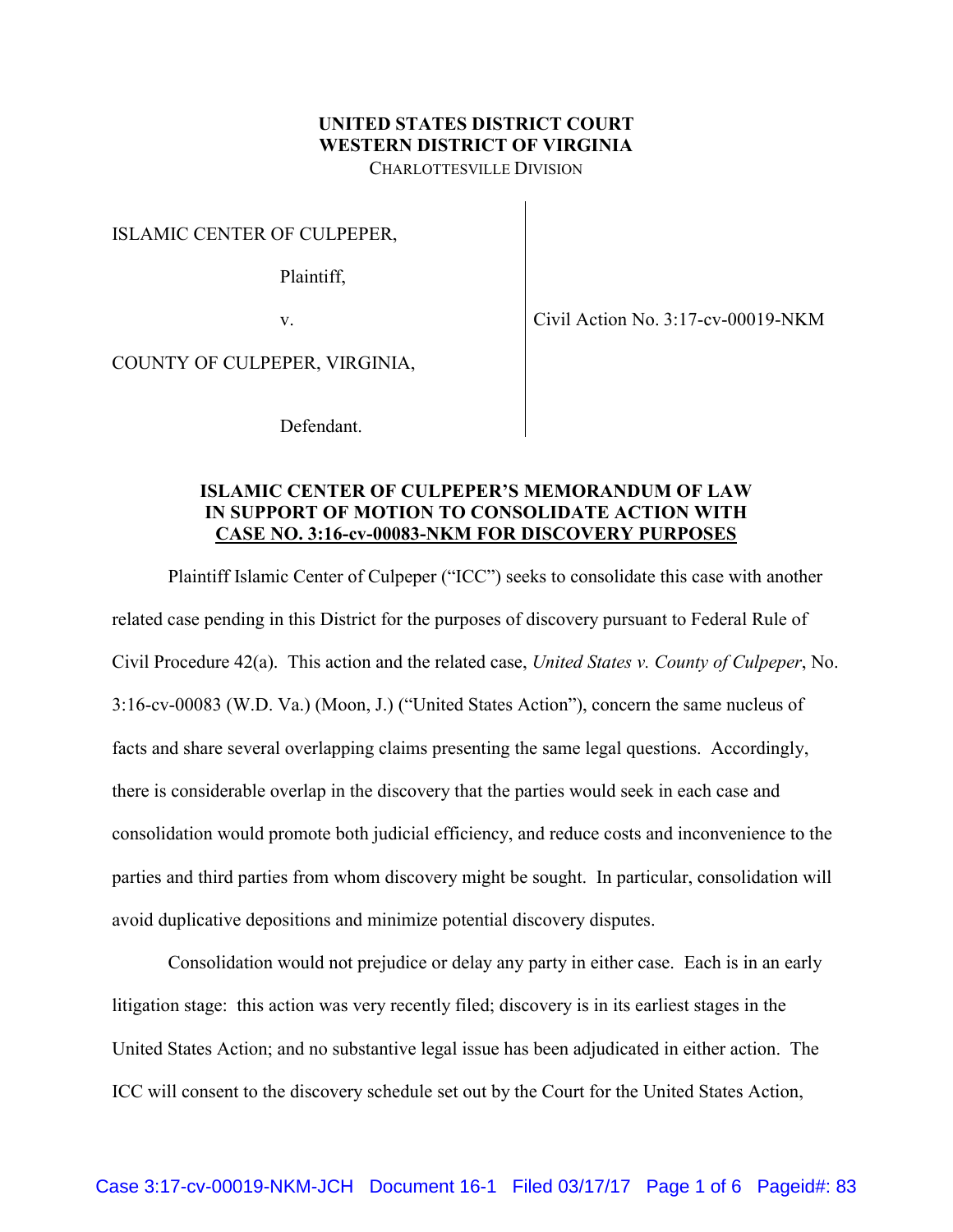**UNITED STATES DISTRICT COURT**
**WESTERN DISTRICT OF VIRGINIA**
CHARLOTTESVILLE DIVISION

ISLAMIC CENTER OF CULPEPER,

Plaintiff,

v.

COUNTY OF CULPEPER, VIRGINIA,

Defendant.

Civil Action No. 3:17-cv-00019-NKM

**ISLAMIC CENTER OF CULPEPER'S MEMORANDUM OF LAW IN SUPPORT OF MOTION TO CONSOLIDATE ACTION WITH CASE NO. 3:16-cv-00083-NKM FOR DISCOVERY PURPOSES**

Plaintiff Islamic Center of Culpeper ("ICC") seeks to consolidate this case with another related case pending in this District for the purposes of discovery pursuant to Federal Rule of Civil Procedure 42(a). This action and the related case, *United States v. County of Culpeper*, No. 3:16-cv-00083 (W.D. Va.) (Moon, J.) ("United States Action"), concern the same nucleus of facts and share several overlapping claims presenting the same legal questions. Accordingly, there is considerable overlap in the discovery that the parties would seek in each case and consolidation would promote both judicial efficiency, and reduce costs and inconvenience to the parties and third parties from whom discovery might be sought. In particular, consolidation will avoid duplicative depositions and minimize potential discovery disputes.

Consolidation would not prejudice or delay any party in either case. Each is in an early litigation stage: this action was very recently filed; discovery is in its earliest stages in the United States Action; and no substantive legal issue has been adjudicated in either action. The ICC will consent to the discovery schedule set out by the Court for the United States Action,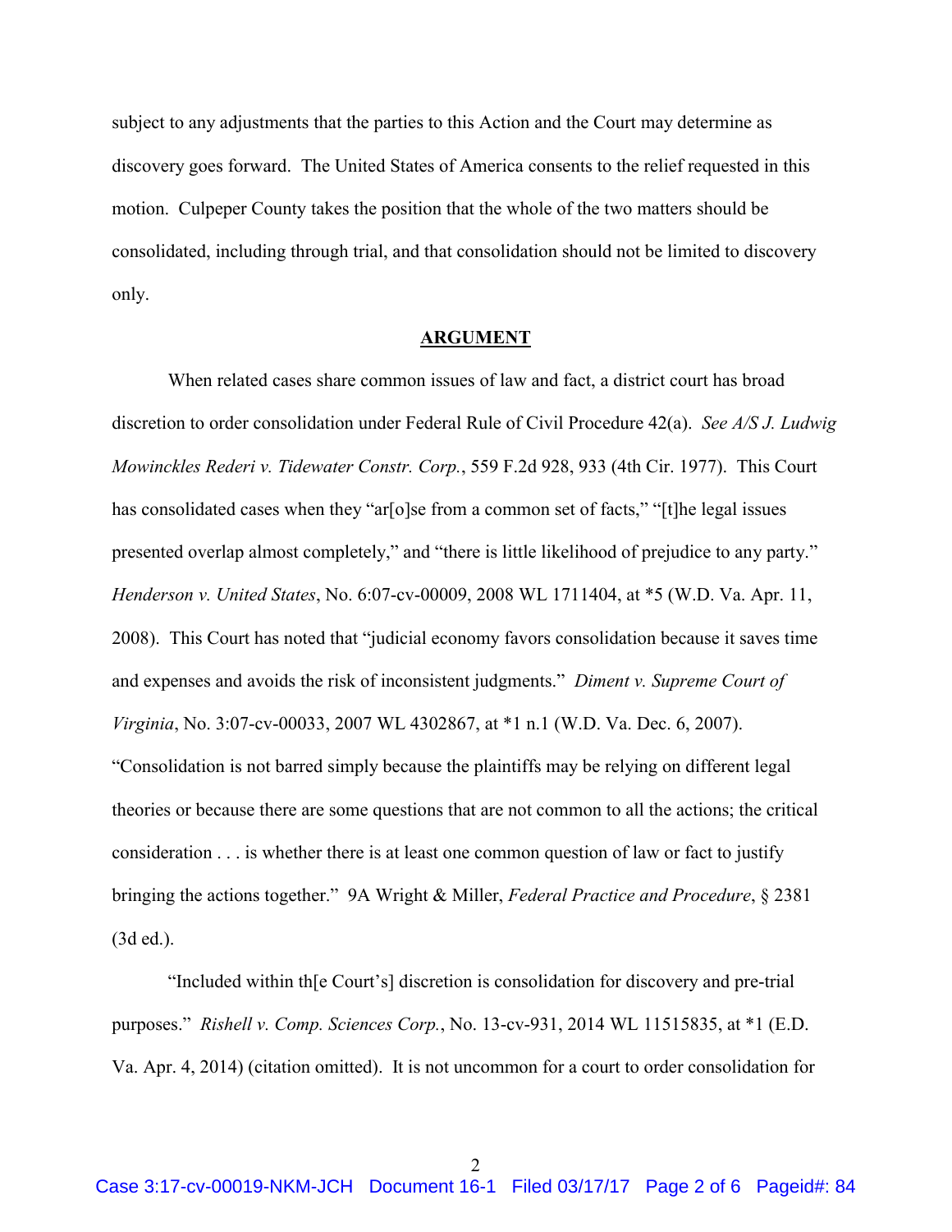subject to any adjustments that the parties to this Action and the Court may determine as discovery goes forward. The United States of America consents to the relief requested in this motion. Culpeper County takes the position that the whole of the two matters should be consolidated, including through trial, and that consolidation should not be limited to discovery only.

## ARGUMENT

When related cases share common issues of law and fact, a district court has broad discretion to order consolidation under Federal Rule of Civil Procedure 42(a). *See A/S J. Ludwig Mowinckles Rederi v. Tidewater Constr. Corp.*, 559 F.2d 928, 933 (4th Cir. 1977). This Court has consolidated cases when they "ar[o]se from a common set of facts," "[t]he legal issues presented overlap almost completely," and "there is little likelihood of prejudice to any party." *Henderson v. United States*, No. 6:07-cv-00009, 2008 WL 1711404, at *5 (W.D. Va. Apr. 11, 2008). This Court has noted that "judicial economy favors consolidation because it saves time and expenses and avoids the risk of inconsistent judgments." *Diment v. Supreme Court of Virginia*, No. 3:07-cv-00033, 2007 WL 4302867, at *1 n.1 (W.D. Va. Dec. 6, 2007). "Consolidation is not barred simply because the plaintiffs may be relying on different legal theories or because there are some questions that are not common to all the actions; the critical consideration . . . is whether there is at least one common question of law or fact to justify bringing the actions together." 9A Wright & Miller, *Federal Practice and Procedure*, § 2381 (3d ed.).

"Included within th[e Court's] discretion is consolidation for discovery and pre-trial purposes." *Rishell v. Comp. Sciences Corp.*, No. 13-cv-931, 2014 WL 11515835, at *1 (E.D. Va. Apr. 4, 2014) (citation omitted). It is not uncommon for a court to order consolidation for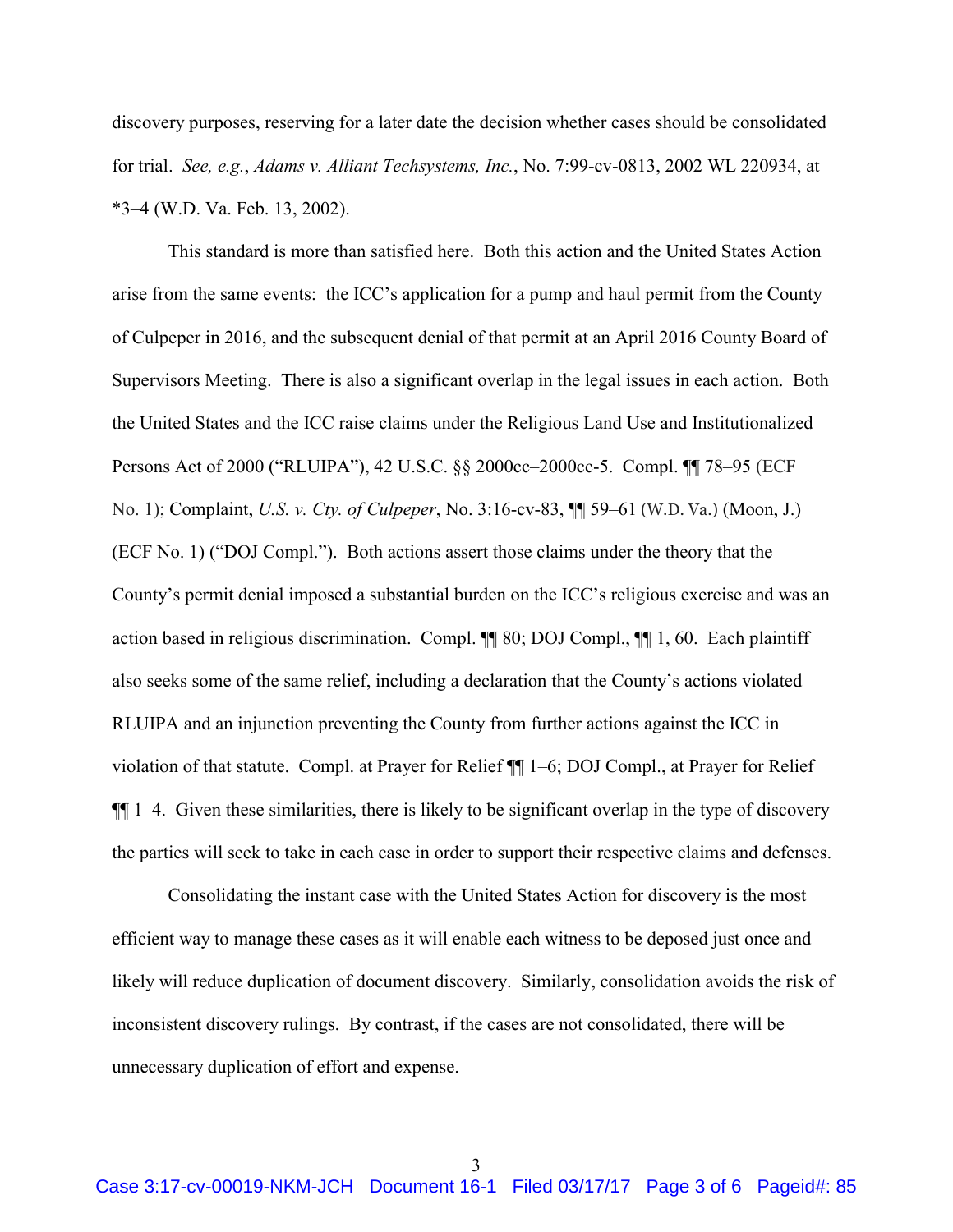discovery purposes, reserving for a later date the decision whether cases should be consolidated for trial. *See, e.g.*, *Adams v. Alliant Techsystems, Inc.*, No. 7:99-cv-0813, 2002 WL 220934, at *3–4 (W.D. Va. Feb. 13, 2002).

This standard is more than satisfied here. Both this action and the United States Action arise from the same events: the ICC's application for a pump and haul permit from the County of Culpeper in 2016, and the subsequent denial of that permit at an April 2016 County Board of Supervisors Meeting. There is also a significant overlap in the legal issues in each action. Both the United States and the ICC raise claims under the Religious Land Use and Institutionalized Persons Act of 2000 ("RLUIPA"), 42 U.S.C. §§ 2000cc–2000cc-5. Compl. ¶¶ 78–95 (ECF No. 1); Complaint, *U.S. v. Cty. of Culpeper*, No. 3:16-cv-83, ¶¶ 59–61 (W.D. Va.) (Moon, J.) (ECF No. 1) ("DOJ Compl."). Both actions assert those claims under the theory that the County's permit denial imposed a substantial burden on the ICC's religious exercise and was an action based in religious discrimination. Compl. ¶¶ 80; DOJ Compl., ¶¶ 1, 60. Each plaintiff also seeks some of the same relief, including a declaration that the County's actions violated RLUIPA and an injunction preventing the County from further actions against the ICC in violation of that statute. Compl. at Prayer for Relief ¶¶ 1–6; DOJ Compl., at Prayer for Relief ¶¶ 1–4. Given these similarities, there is likely to be significant overlap in the type of discovery the parties will seek to take in each case in order to support their respective claims and defenses.

Consolidating the instant case with the United States Action for discovery is the most efficient way to manage these cases as it will enable each witness to be deposed just once and likely will reduce duplication of document discovery. Similarly, consolidation avoids the risk of inconsistent discovery rulings. By contrast, if the cases are not consolidated, there will be unnecessary duplication of effort and expense.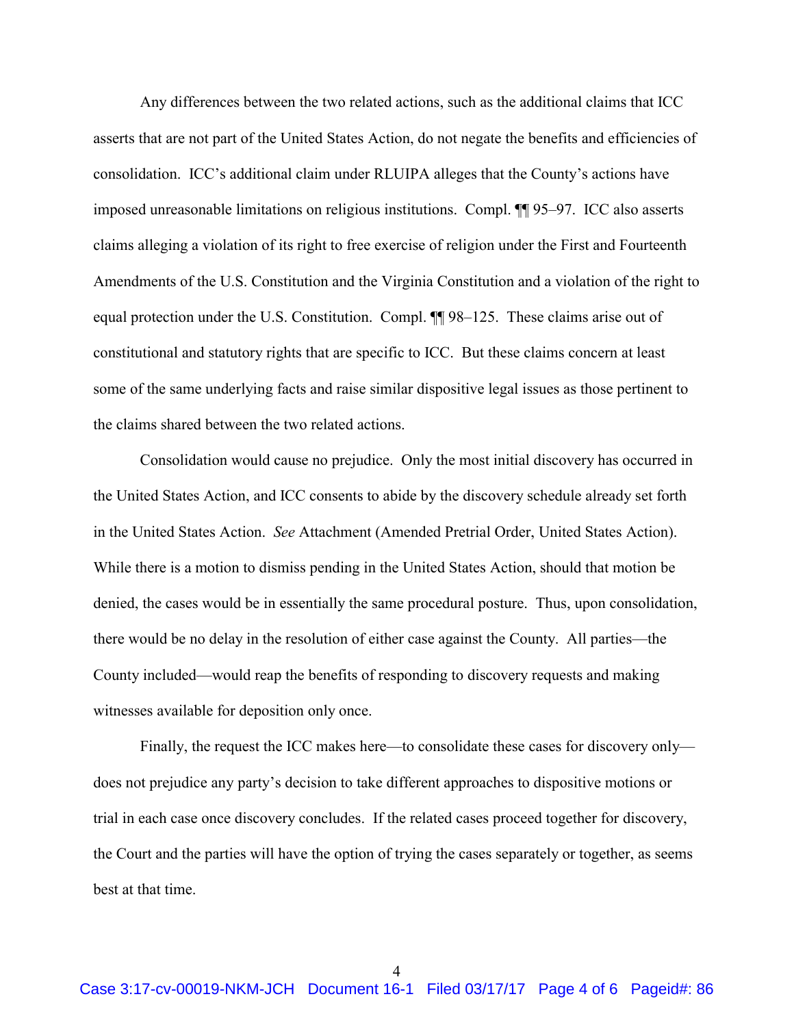Any differences between the two related actions, such as the additional claims that ICC asserts that are not part of the United States Action, do not negate the benefits and efficiencies of consolidation. ICC's additional claim under RLUIPA alleges that the County's actions have imposed unreasonable limitations on religious institutions. Compl. ¶¶ 95–97. ICC also asserts claims alleging a violation of its right to free exercise of religion under the First and Fourteenth Amendments of the U.S. Constitution and the Virginia Constitution and a violation of the right to equal protection under the U.S. Constitution. Compl. ¶¶ 98–125. These claims arise out of constitutional and statutory rights that are specific to ICC. But these claims concern at least some of the same underlying facts and raise similar dispositive legal issues as those pertinent to the claims shared between the two related actions.

Consolidation would cause no prejudice. Only the most initial discovery has occurred in the United States Action, and ICC consents to abide by the discovery schedule already set forth in the United States Action. *See* Attachment (Amended Pretrial Order, United States Action). While there is a motion to dismiss pending in the United States Action, should that motion be denied, the cases would be in essentially the same procedural posture. Thus, upon consolidation, there would be no delay in the resolution of either case against the County. All parties—the County included—would reap the benefits of responding to discovery requests and making witnesses available for deposition only once.

Finally, the request the ICC makes here—to consolidate these cases for discovery only—does not prejudice any party's decision to take different approaches to dispositive motions or trial in each case once discovery concludes. If the related cases proceed together for discovery, the Court and the parties will have the option of trying the cases separately or together, as seems best at that time.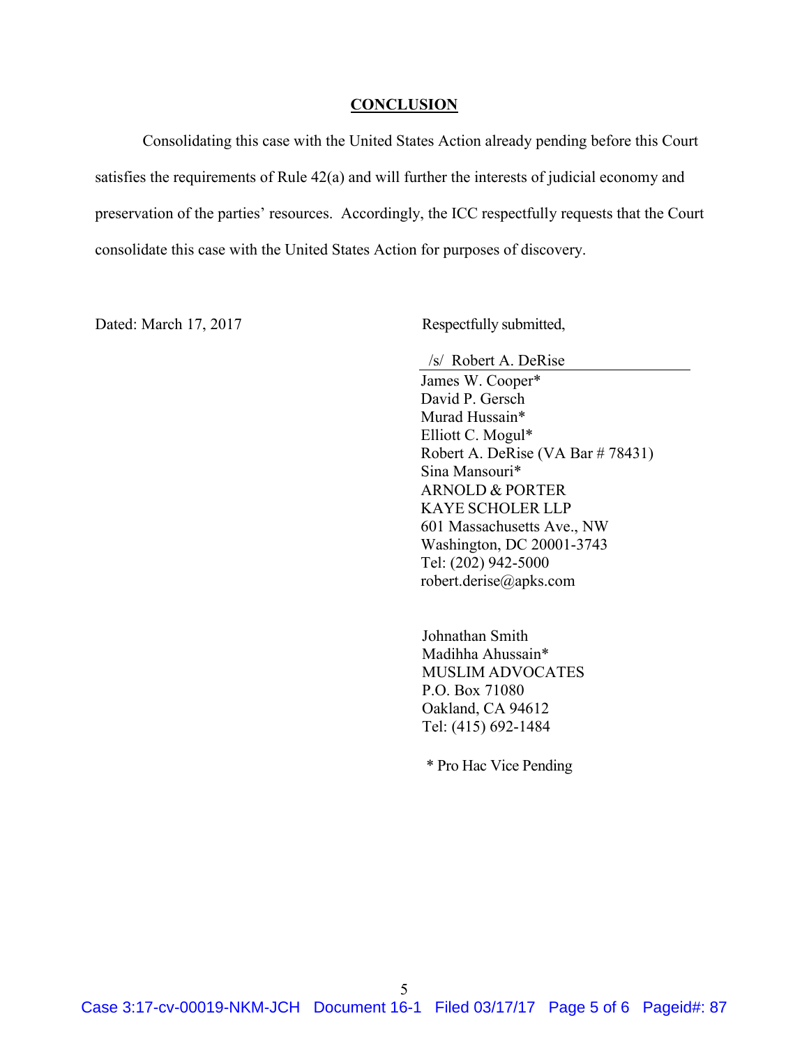## CONCLUSION

Consolidating this case with the United States Action already pending before this Court satisfies the requirements of Rule 42(a) and will further the interests of judicial economy and preservation of the parties' resources. Accordingly, the ICC respectfully requests that the Court consolidate this case with the United States Action for purposes of discovery.

Dated: March 17, 2017

Respectfully submitted,

/s/ Robert A. DeRise
James W. Cooper*
David P. Gersch
Murad Hussain*
Elliott C. Mogul*
Robert A. DeRise (VA Bar # 78431)
Sina Mansouri*
ARNOLD & PORTER
KAYE SCHOLER LLP
601 Massachusetts Ave., NW
Washington, DC 20001-3743
Tel: (202) 942-5000
robert.derise@apks.com

Johnathan Smith
Madihha Ahussain*
MUSLIM ADVOCATES
P.O. Box 71080
Oakland, CA 94612
Tel: (415) 692-1484

* Pro Hac Vice Pending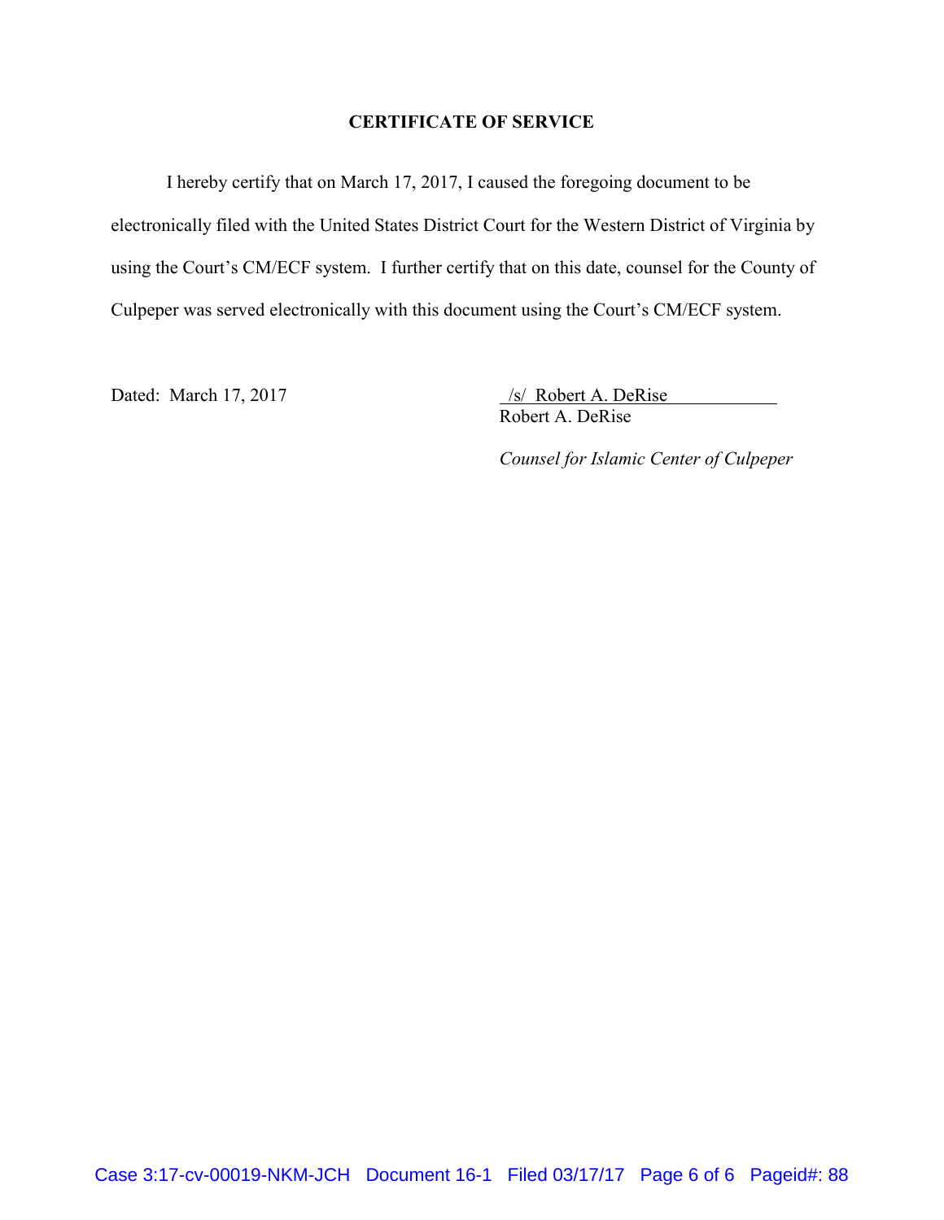**CERTIFICATE OF SERVICE**

I hereby certify that on March 17, 2017, I caused the foregoing document to be electronically filed with the United States District Court for the Western District of Virginia by using the Court's CM/ECF system. I further certify that on this date, counsel for the County of Culpeper was served electronically with this document using the Court's CM/ECF system.

Dated: March 17, 2017

/s/ Robert A. DeRise
Robert A. DeRise

*Counsel for Islamic Center of Culpeper*